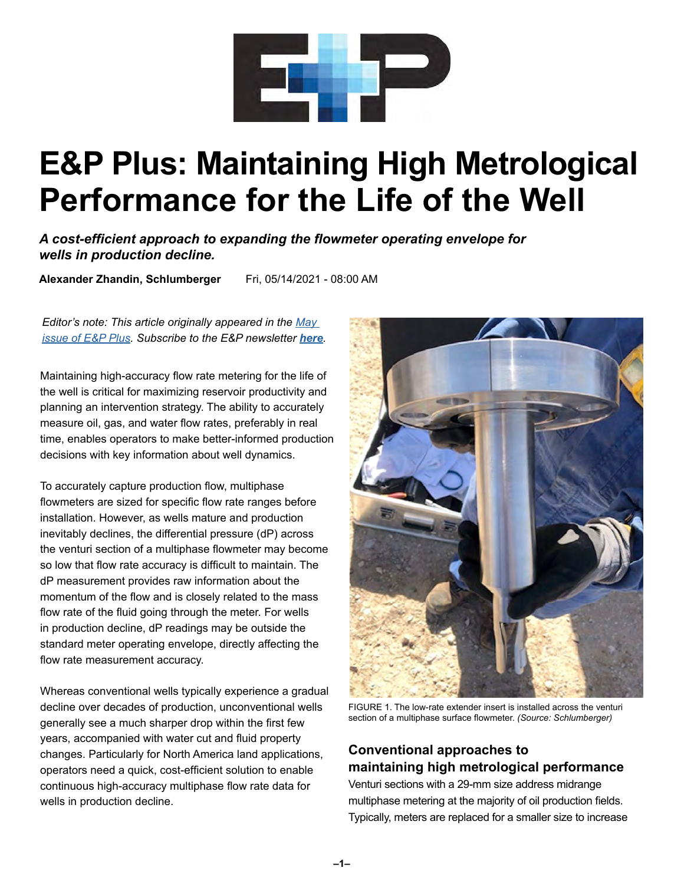# E&P Plus: Maintaining High Metrological Performance for the Life of the Well

***A cost-efficient approach to expanding the flowmeter operating envelope for wells in production decline.***

**Alexander Zhandin, Schlumberger** Fri, 05/14/2021 - 08:00 AM

*Editor's note: This article originally appeared in the May issue of E&P Plus. Subscribe to the E&P newsletter **here**.*

Maintaining high-accuracy flow rate metering for the life of the well is critical for maximizing reservoir productivity and planning an intervention strategy. The ability to accurately measure oil, gas, and water flow rates, preferably in real time, enables operators to make better-informed production decisions with key information about well dynamics.

To accurately capture production flow, multiphase flowmeters are sized for specific flow rate ranges before installation. However, as wells mature and production inevitably declines, the differential pressure (dP) across the venturi section of a multiphase flowmeter may become so low that flow rate accuracy is difficult to maintain. The dP measurement provides raw information about the momentum of the flow and is closely related to the mass flow rate of the fluid going through the meter. For wells in production decline, dP readings may be outside the standard meter operating envelope, directly affecting the flow rate measurement accuracy.

Whereas conventional wells typically experience a gradual decline over decades of production, unconventional wells generally see a much sharper drop within the first few years, accompanied with water cut and fluid property changes. Particularly for North America land applications, operators need a quick, cost-efficient solution to enable continuous high-accuracy multiphase flow rate data for wells in production decline.

FIGURE 1. The low-rate extender insert is installed across the venturi section of a multiphase surface flowmeter. *(Source: Schlumberger)*

## Conventional approaches to maintaining high metrological performance

Venturi sections with a 29-mm size address midrange multiphase metering at the majority of oil production fields. Typically, meters are replaced for a smaller size to increase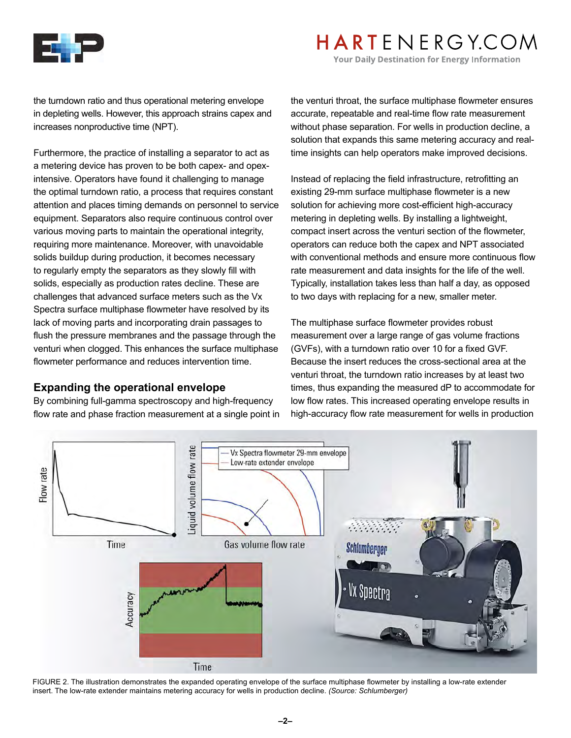the turndown ratio and thus operational metering envelope in depleting wells. However, this approach strains capex and increases nonproductive time (NPT).

Furthermore, the practice of installing a separator to act as a metering device has proven to be both capex- and opex-intensive. Operators have found it challenging to manage the optimal turndown ratio, a process that requires constant attention and places timing demands on personnel to service equipment. Separators also require continuous control over various moving parts to maintain the operational integrity, requiring more maintenance. Moreover, with unavoidable solids buildup during production, it becomes necessary to regularly empty the separators as they slowly fill with solids, especially as production rates decline. These are challenges that advanced surface meters such as the Vx Spectra surface multiphase flowmeter have resolved by its lack of moving parts and incorporating drain passages to flush the pressure membranes and the passage through the venturi when clogged. This enhances the surface multiphase flowmeter performance and reduces intervention time.

## Expanding the operational envelope

By combining full-gamma spectroscopy and high-frequency flow rate and phase fraction measurement at a single point in the venturi throat, the surface multiphase flowmeter ensures accurate, repeatable and real-time flow rate measurement without phase separation. For wells in production decline, a solution that expands this same metering accuracy and real-time insights can help operators make improved decisions.

Instead of replacing the field infrastructure, retrofitting an existing 29-mm surface multiphase flowmeter is a new solution for achieving more cost-efficient high-accuracy metering in depleting wells. By installing a lightweight, compact insert across the venturi section of the flowmeter, operators can reduce both the capex and NPT associated with conventional methods and ensure more continuous flow rate measurement and data insights for the life of the well. Typically, installation takes less than half a day, as opposed to two days with replacing for a new, smaller meter.

The multiphase surface flowmeter provides robust measurement over a large range of gas volume fractions (GVFs), with a turndown ratio over 10 for a fixed GVF. Because the insert reduces the cross-sectional area at the venturi throat, the turndown ratio increases by at least two times, thus expanding the measured dP to accommodate for low flow rates. This increased operating envelope results in high-accuracy flow rate measurement for wells in production

FIGURE 2. The illustration demonstrates the expanded operating envelope of the surface multiphase flowmeter by installing a low-rate extender insert. The low-rate extender maintains metering accuracy for wells in production decline. *(Source: Schlumberger)*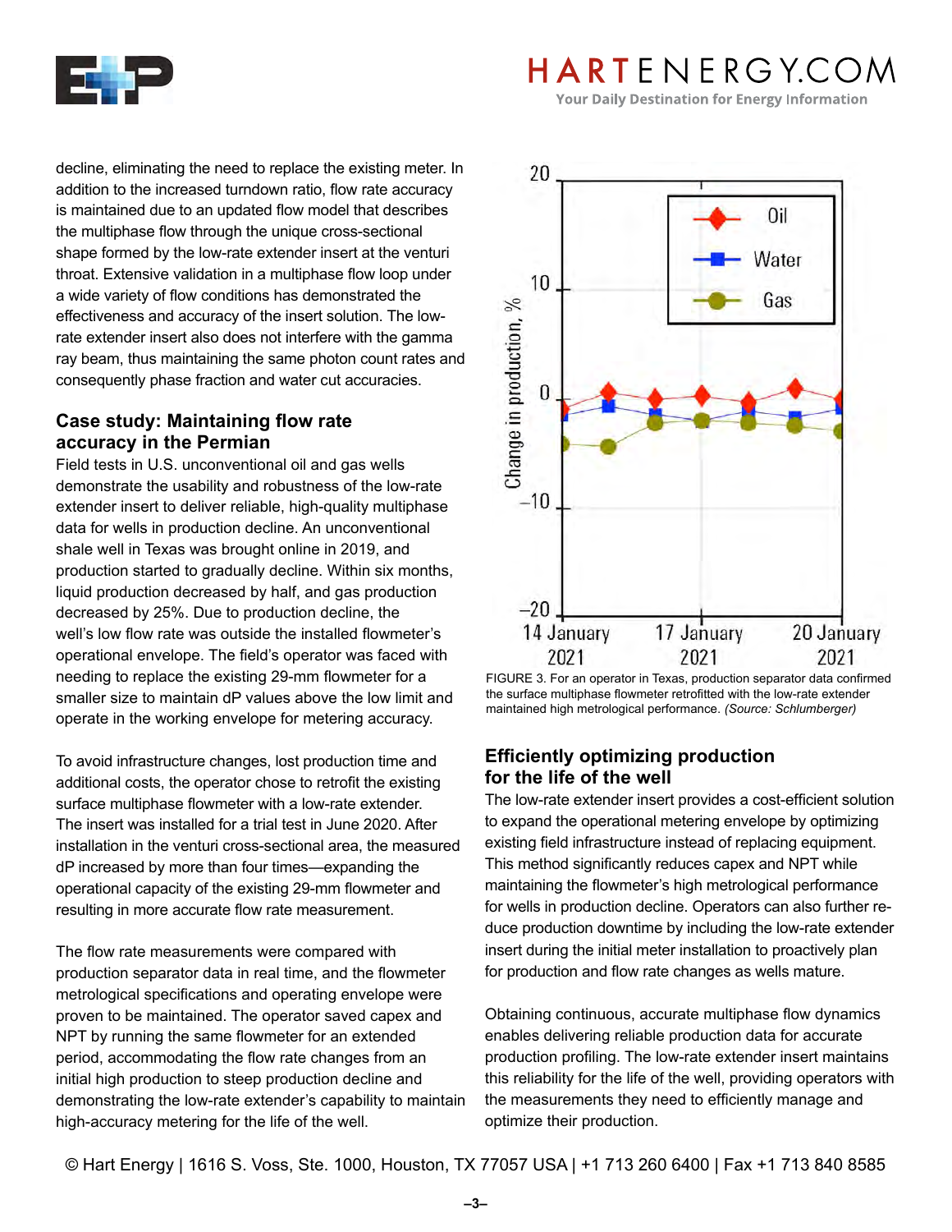decline, eliminating the need to replace the existing meter. In addition to the increased turndown ratio, flow rate accuracy is maintained due to an updated flow model that describes the multiphase flow through the unique cross-sectional shape formed by the low-rate extender insert at the venturi throat. Extensive validation in a multiphase flow loop under a wide variety of flow conditions has demonstrated the effectiveness and accuracy of the insert solution. The low-rate extender insert also does not interfere with the gamma ray beam, thus maintaining the same photon count rates and consequently phase fraction and water cut accuracies.

## Case study: Maintaining flow rate accuracy in the Permian

Field tests in U.S. unconventional oil and gas wells demonstrate the usability and robustness of the low-rate extender insert to deliver reliable, high-quality multiphase data for wells in production decline. An unconventional shale well in Texas was brought online in 2019, and production started to gradually decline. Within six months, liquid production decreased by half, and gas production decreased by 25%. Due to production decline, the well's low flow rate was outside the installed flowmeter's operational envelope. The field's operator was faced with needing to replace the existing 29-mm flowmeter for a smaller size to maintain dP values above the low limit and operate in the working envelope for metering accuracy.

To avoid infrastructure changes, lost production time and additional costs, the operator chose to retrofit the existing surface multiphase flowmeter with a low-rate extender. The insert was installed for a trial test in June 2020. After installation in the venturi cross-sectional area, the measured dP increased by more than four times—expanding the operational capacity of the existing 29-mm flowmeter and resulting in more accurate flow rate measurement.

The flow rate measurements were compared with production separator data in real time, and the flowmeter metrological specifications and operating envelope were proven to be maintained. The operator saved capex and NPT by running the same flowmeter for an extended period, accommodating the flow rate changes from an initial high production to steep production decline and demonstrating the low-rate extender's capability to maintain high-accuracy metering for the life of the well.

Oil
Water
Gas
Change in production, %
20
10
0
–10
–20
14 January 2021
17 January 2021
20 January 2021

FIGURE 3. For an operator in Texas, production separator data confirmed the surface multiphase flowmeter retrofitted with the low-rate extender maintained high metrological performance. *(Source: Schlumberger)*

## Efficiently optimizing production for the life of the well

The low-rate extender insert provides a cost-efficient solution to expand the operational metering envelope by optimizing existing field infrastructure instead of replacing equipment. This method significantly reduces capex and NPT while maintaining the flowmeter's high metrological performance for wells in production decline. Operators can also further reduce production downtime by including the low-rate extender insert during the initial meter installation to proactively plan for production and flow rate changes as wells mature.

Obtaining continuous, accurate multiphase flow dynamics enables delivering reliable production data for accurate production profiling. The low-rate extender insert maintains this reliability for the life of the well, providing operators with the measurements they need to efficiently manage and optimize their production.